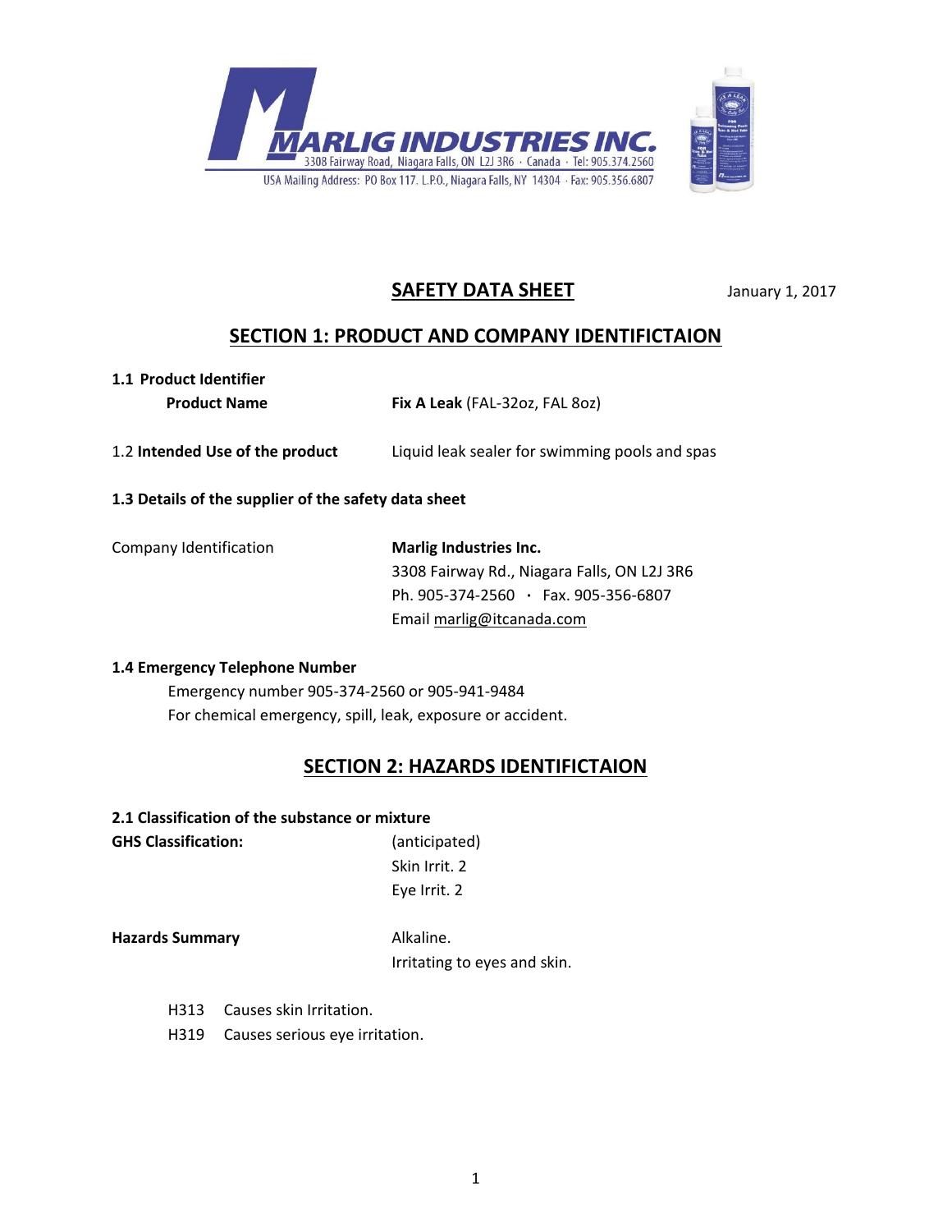**MARLIG INDUSTRIES INC.**
3308 Fairway Road, Niagara Falls, ON L2J 3R6 · Canada · Tel: 905.374.2560
USA Mailing Address: PO Box 117. L.P.O., Niagara Falls, NY 14304 · Fax: 905.356.6807

# SAFETY DATA SHEET

January 1, 2017

## SECTION 1: PRODUCT AND COMPANY IDENTIFICTAION

**1.1 Product Identifier**

**Product Name** — **Fix A Leak** (FAL-32oz, FAL 8oz)

1.2 **Intended Use of the product** — Liquid leak sealer for swimming pools and spas

**1.3 Details of the supplier of the safety data sheet**

Company Identification — **Marlig Industries Inc.**
3308 Fairway Rd., Niagara Falls, ON L2J 3R6
Ph. 905-374-2560 · Fax. 905-356-6807
Email marlig@itcanada.com

**1.4 Emergency Telephone Number**

Emergency number 905-374-2560 or 905-941-9484
For chemical emergency, spill, leak, exposure or accident.

## SECTION 2: HAZARDS IDENTIFICTAION

**2.1 Classification of the substance or mixture**

**GHS Classification:** (anticipated)
Skin Irrit. 2
Eye Irrit. 2

**Hazards Summary** Alkaline.
Irritating to eyes and skin.

H313 Causes skin Irritation.
H319 Causes serious eye irritation.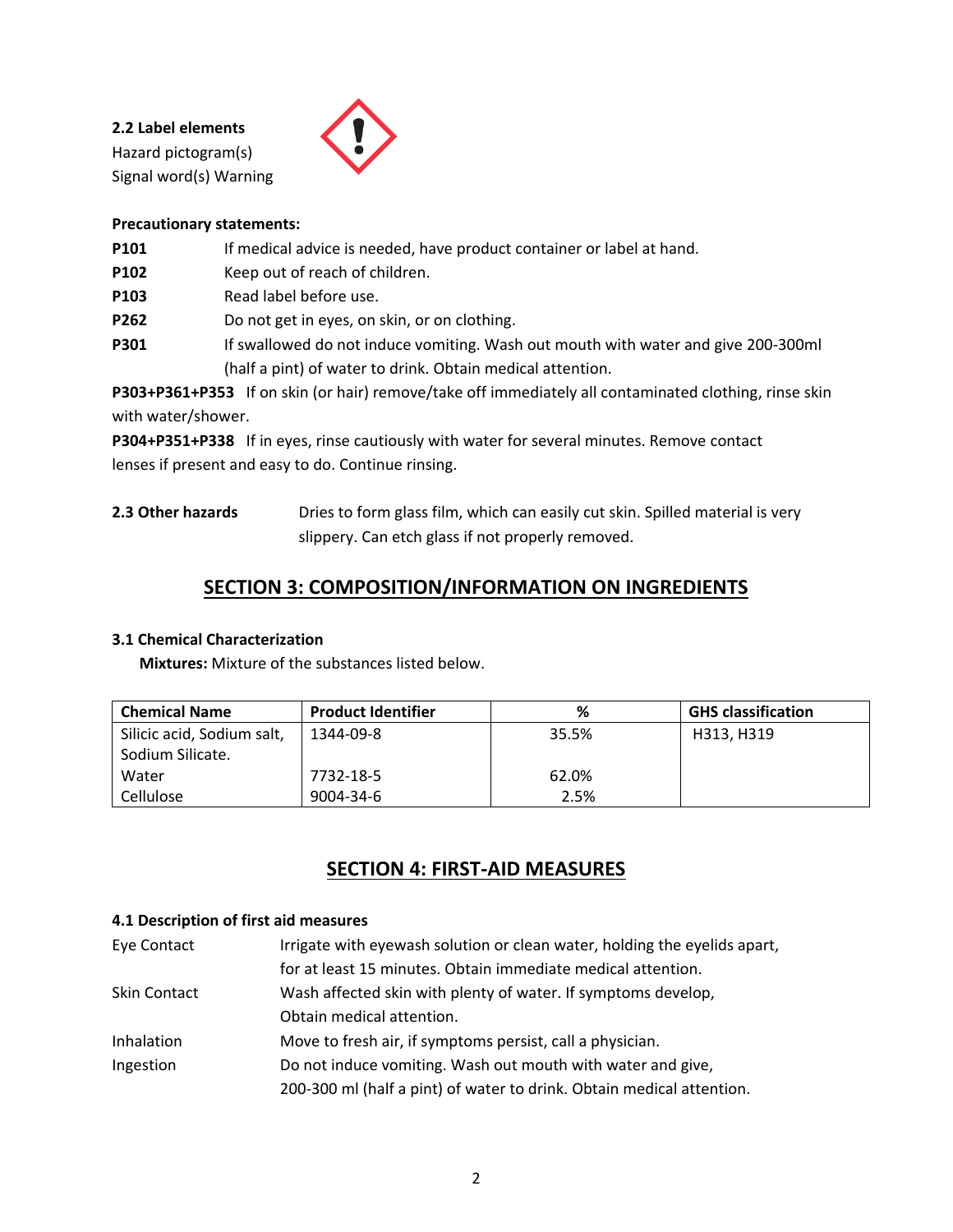**2.2 Label elements**

Hazard pictogram(s)

Signal word(s) Warning

**Precautionary statements:**

**P101** If medical advice is needed, have product container or label at hand.

**P102** Keep out of reach of children.

**P103** Read label before use.

**P262** Do not get in eyes, on skin, or on clothing.

**P301** If swallowed do not induce vomiting. Wash out mouth with water and give 200-300ml (half a pint) of water to drink. Obtain medical attention.

**P303+P361+P353** If on skin (or hair) remove/take off immediately all contaminated clothing, rinse skin with water/shower.

**P304+P351+P338** If in eyes, rinse cautiously with water for several minutes. Remove contact lenses if present and easy to do. Continue rinsing.

**2.3 Other hazards** Dries to form glass film, which can easily cut skin. Spilled material is very slippery. Can etch glass if not properly removed.

## SECTION 3: COMPOSITION/INFORMATION ON INGREDIENTS

**3.1 Chemical Characterization**

**Mixtures:** Mixture of the substances listed below.

| Chemical Name | Product Identifier | % | GHS classification |
|---|---|---|---|
| Silicic acid, Sodium salt, Sodium Silicate. | 1344-09-8 | 35.5% | H313, H319 |
| Water | 7732-18-5 | 62.0% | |
| Cellulose | 9004-34-6 | 2.5% | |

## SECTION 4: FIRST-AID MEASURES

**4.1 Description of first aid measures**

Eye Contact: Irrigate with eyewash solution or clean water, holding the eyelids apart, for at least 15 minutes. Obtain immediate medical attention.

Skin Contact: Wash affected skin with plenty of water. If symptoms develop, Obtain medical attention.

Inhalation: Move to fresh air, if symptoms persist, call a physician.

Ingestion: Do not induce vomiting. Wash out mouth with water and give, 200-300 ml (half a pint) of water to drink. Obtain medical attention.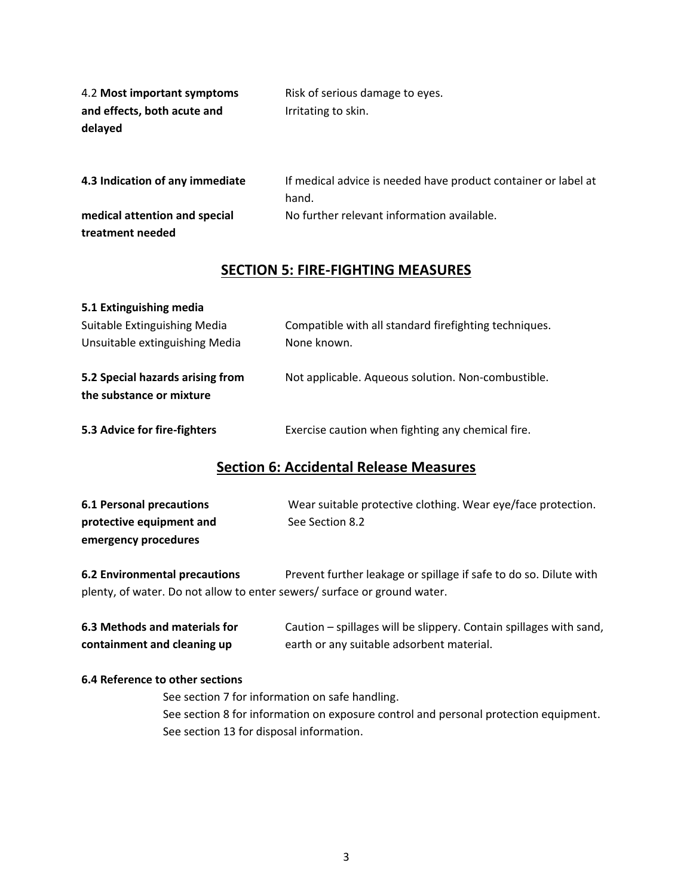| | |
|---|---|
| 4.2 **Most important symptoms and effects, both acute and delayed** | Risk of serious damage to eyes. Irritating to skin. |
| **4.3 Indication of any immediate medical attention and special treatment needed** | If medical advice is needed have product container or label at hand. No further relevant information available. |

## SECTION 5: FIRE-FIGHTING MEASURES

**5.1 Extinguishing media**

| | |
|---|---|
| Suitable Extinguishing Media | Compatible with all standard firefighting techniques. |
| Unsuitable extinguishing Media | None known. |
| **5.2 Special hazards arising from the substance or mixture** | Not applicable. Aqueous solution. Non-combustible. |
| **5.3 Advice for fire-fighters** | Exercise caution when fighting any chemical fire. |

## Section 6: Accidental Release Measures

| | |
|---|---|
| **6.1 Personal precautions protective equipment and emergency procedures** | Wear suitable protective clothing. Wear eye/face protection. See Section 8.2 |

**6.2 Environmental precautions** Prevent further leakage or spillage if safe to do so. Dilute with plenty, of water. Do not allow to enter sewers/ surface or ground water.

| | |
|---|---|
| **6.3 Methods and materials for containment and cleaning up** | Caution – spillages will be slippery. Contain spillages with sand, earth or any suitable adsorbent material. |

**6.4 Reference to other sections**

See section 7 for information on safe handling.
See section 8 for information on exposure control and personal protection equipment.
See section 13 for disposal information.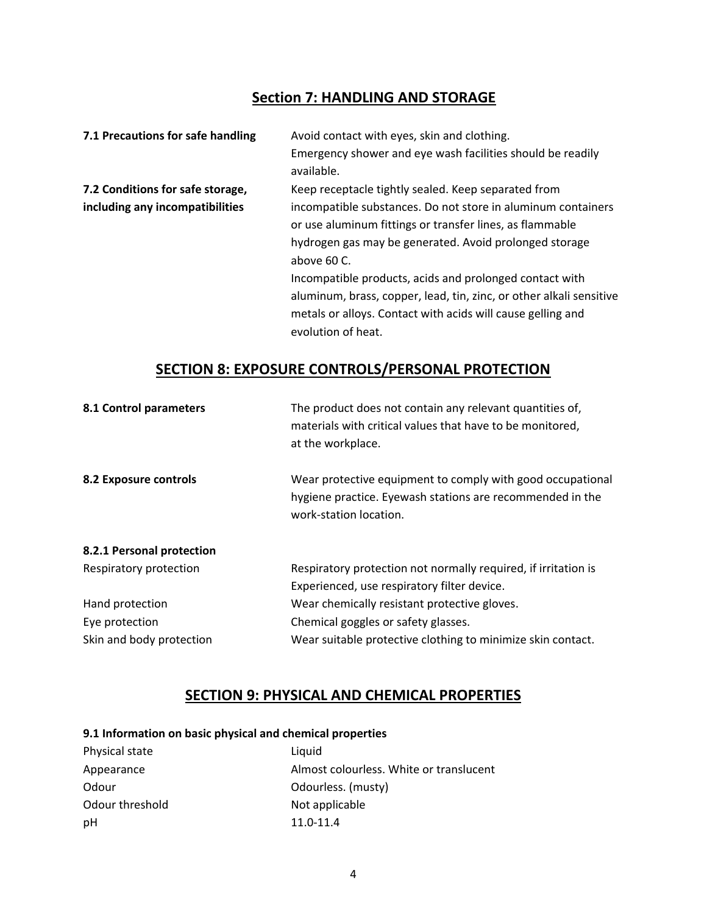## Section 7: HANDLING AND STORAGE

| | |
|---|---|
| **7.1 Precautions for safe handling** | Avoid contact with eyes, skin and clothing. Emergency shower and eye wash facilities should be readily available. |
| **7.2 Conditions for safe storage, including any incompatibilities** | Keep receptacle tightly sealed. Keep separated from incompatible substances. Do not store in aluminum containers or use aluminum fittings or transfer lines, as flammable hydrogen gas may be generated. Avoid prolonged storage above 60 C. Incompatible products, acids and prolonged contact with aluminum, brass, copper, lead, tin, zinc, or other alkali sensitive metals or alloys. Contact with acids will cause gelling and evolution of heat. |

## SECTION 8: EXPOSURE CONTROLS/PERSONAL PROTECTION

| | |
|---|---|
| **8.1 Control parameters** | The product does not contain any relevant quantities of, materials with critical values that have to be monitored, at the workplace. |
| **8.2 Exposure controls** | Wear protective equipment to comply with good occupational hygiene practice. Eyewash stations are recommended in the work-station location. |

**8.2.1 Personal protection**

| | |
|---|---|
| Respiratory protection | Respiratory protection not normally required, if irritation is Experienced, use respiratory filter device. |
| Hand protection | Wear chemically resistant protective gloves. |
| Eye protection | Chemical goggles or safety glasses. |
| Skin and body protection | Wear suitable protective clothing to minimize skin contact. |

## SECTION 9: PHYSICAL AND CHEMICAL PROPERTIES

**9.1 Information on basic physical and chemical properties**

| | |
|---|---|
| Physical state | Liquid |
| Appearance | Almost colourless. White or translucent |
| Odour | Odourless. (musty) |
| Odour threshold | Not applicable |
| pH | 11.0-11.4 |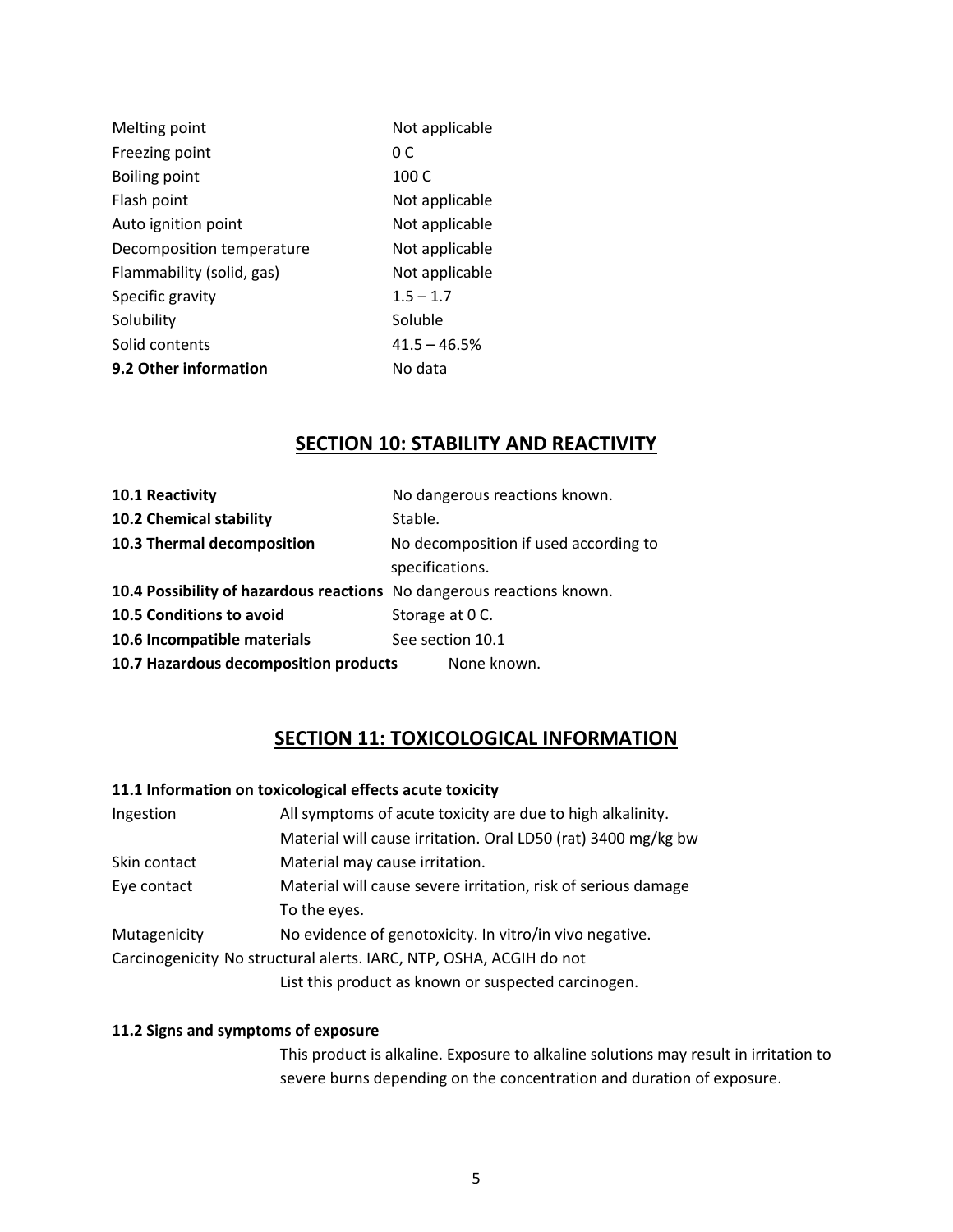| | |
|---|---|
| Melting point | Not applicable |
| Freezing point | 0 C |
| Boiling point | 100 C |
| Flash point | Not applicable |
| Auto ignition point | Not applicable |
| Decomposition temperature | Not applicable |
| Flammability (solid, gas) | Not applicable |
| Specific gravity | 1.5 – 1.7 |
| Solubility | Soluble |
| Solid contents | 41.5 – 46.5% |
| **9.2 Other information** | No data |

## SECTION 10: STABILITY AND REACTIVITY

| | |
|---|---|
| **10.1 Reactivity** | No dangerous reactions known. |
| **10.2 Chemical stability** | Stable. |
| **10.3 Thermal decomposition** | No decomposition if used according to specifications. |
| **10.4 Possibility of hazardous reactions** | No dangerous reactions known. |
| **10.5 Conditions to avoid** | Storage at 0 C. |
| **10.6 Incompatible materials** | See section 10.1 |
| **10.7 Hazardous decomposition products** | None known. |

## SECTION 11: TOXICOLOGICAL INFORMATION

**11.1 Information on toxicological effects acute toxicity**

| | |
|---|---|
| Ingestion | All symptoms of acute toxicity are due to high alkalinity. Material will cause irritation. Oral LD50 (rat) 3400 mg/kg bw |
| Skin contact | Material may cause irritation. |
| Eye contact | Material will cause severe irritation, risk of serious damage To the eyes. |
| Mutagenicity | No evidence of genotoxicity. In vitro/in vivo negative. |
| Carcinogenicity | No structural alerts. IARC, NTP, OSHA, ACGIH do not List this product as known or suspected carcinogen. |

**11.2 Signs and symptoms of exposure**

This product is alkaline. Exposure to alkaline solutions may result in irritation to severe burns depending on the concentration and duration of exposure.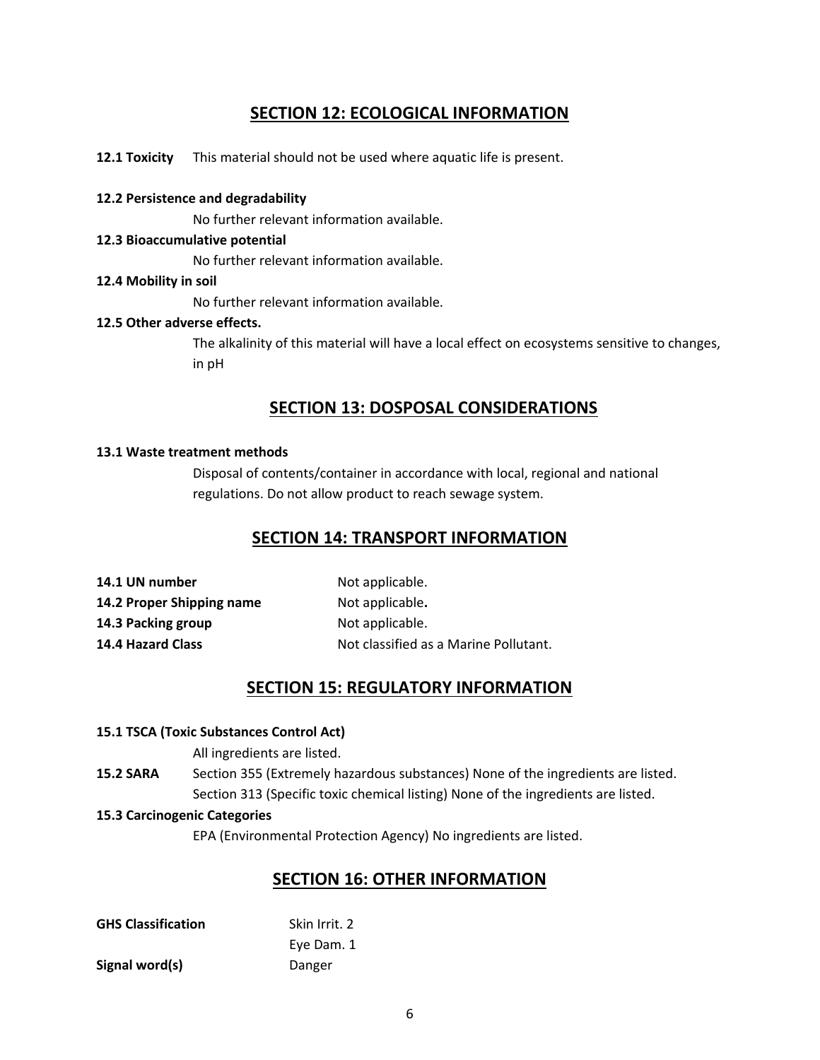## SECTION 12: ECOLOGICAL INFORMATION

**12.1 Toxicity** This material should not be used where aquatic life is present.

**12.2 Persistence and degradability**

No further relevant information available.

**12.3 Bioaccumulative potential**

No further relevant information available.

**12.4 Mobility in soil**

No further relevant information available.

**12.5 Other adverse effects.**

The alkalinity of this material will have a local effect on ecosystems sensitive to changes, in pH

## SECTION 13: DOSPOSAL CONSIDERATIONS

**13.1 Waste treatment methods**

Disposal of contents/container in accordance with local, regional and national regulations. Do not allow product to reach sewage system.

## SECTION 14: TRANSPORT INFORMATION

**14.1 UN number** Not applicable.

**14.2 Proper Shipping name** Not applicable.

**14.3 Packing group** Not applicable.

**14.4 Hazard Class** Not classified as a Marine Pollutant.

## SECTION 15: REGULATORY INFORMATION

**15.1 TSCA (Toxic Substances Control Act)**

All ingredients are listed.

**15.2 SARA** Section 355 (Extremely hazardous substances) None of the ingredients are listed.
Section 313 (Specific toxic chemical listing) None of the ingredients are listed.

**15.3 Carcinogenic Categories**

EPA (Environmental Protection Agency) No ingredients are listed.

## SECTION 16: OTHER INFORMATION

**GHS Classification** Skin Irrit. 2
Eye Dam. 1

**Signal word(s)** Danger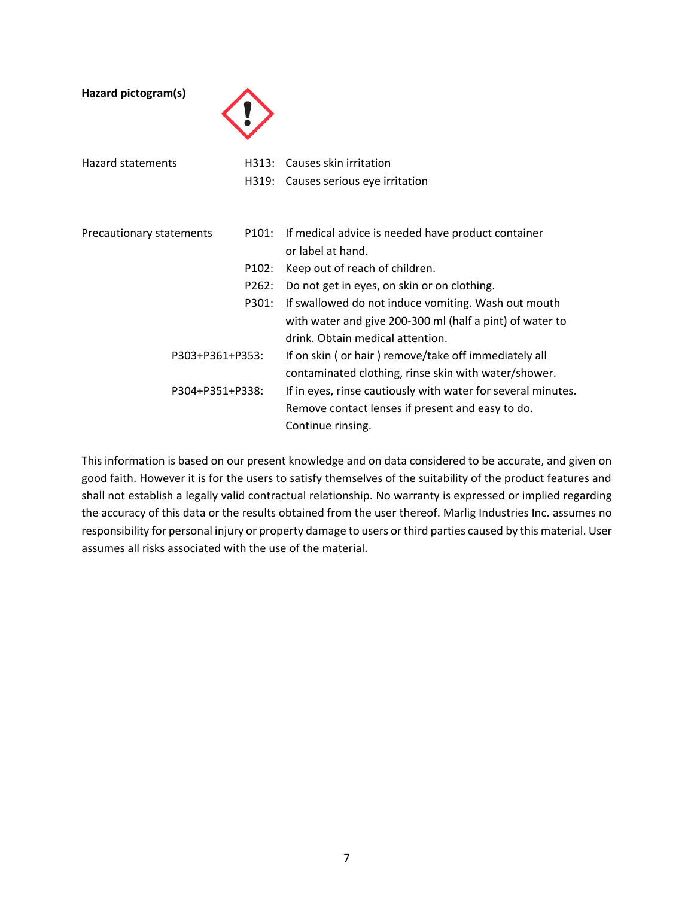**Hazard pictogram(s)**

| | | |
|---|---|---|
| Hazard statements | H313: | Causes skin irritation |
| | H319: | Causes serious eye irritation |
| Precautionary statements | P101: | If medical advice is needed have product container or label at hand. |
| | P102: | Keep out of reach of children. |
| | P262: | Do not get in eyes, on skin or on clothing. |
| | P301: | If swallowed do not induce vomiting. Wash out mouth with water and give 200-300 ml (half a pint) of water to drink. Obtain medical attention. |
| | P303+P361+P353: | If on skin ( or hair ) remove/take off immediately all contaminated clothing, rinse skin with water/shower. |
| | P304+P351+P338: | If in eyes, rinse cautiously with water for several minutes. Remove contact lenses if present and easy to do. Continue rinsing. |

This information is based on our present knowledge and on data considered to be accurate, and given on good faith. However it is for the users to satisfy themselves of the suitability of the product features and shall not establish a legally valid contractual relationship. No warranty is expressed or implied regarding the accuracy of this data or the results obtained from the user thereof. Marlig Industries Inc. assumes no responsibility for personal injury or property damage to users or third parties caused by this material. User assumes all risks associated with the use of the material.